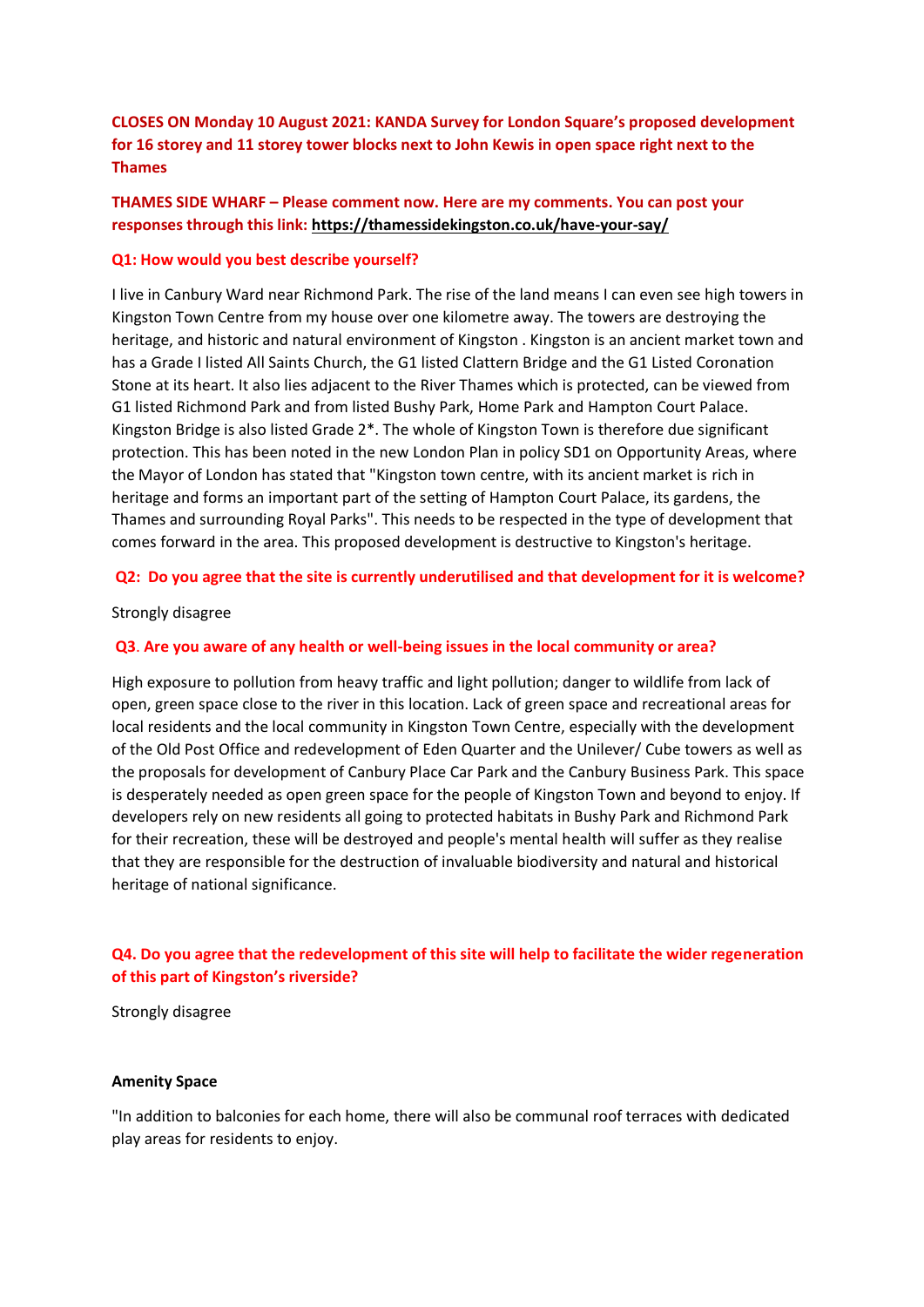**CLOSES ON Monday 10 August 2021: KANDA Survey for London Square's proposed development for 16 storey and 11 storey tower blocks next to John Kewis in open space right next to the Thames**

**THAMES SIDE WHARF – Please comment now. Here are my comments. You can post your responses through this link: https://thamessidekingston.co.uk/have-your-say/**

**Q1: How would you best describe yourself?**

I live in Canbury Ward near Richmond Park. The rise of the land means I can even see high towers in Kingston Town Centre from my house over one kilometre away. The towers are destroying the heritage, and historic and natural environment of Kingston . Kingston is an ancient market town and has a Grade I listed All Saints Church, the G1 listed Clattern Bridge and the G1 Listed Coronation Stone at its heart. It also lies adjacent to the River Thames which is protected, can be viewed from G1 listed Richmond Park and from listed Bushy Park, Home Park and Hampton Court Palace. Kingston Bridge is also listed Grade 2*. The whole of Kingston Town is therefore due significant protection. This has been noted in the new London Plan in policy SD1 on Opportunity Areas, where the Mayor of London has stated that "Kingston town centre, with its ancient market is rich in heritage and forms an important part of the setting of Hampton Court Palace, its gardens, the Thames and surrounding Royal Parks". This needs to be respected in the type of development that comes forward in the area. This proposed development is destructive to Kingston's heritage.

**Q2: Do you agree that the site is currently underutilised and that development for it is welcome?**

Strongly disagree

**Q3. Are you aware of any health or well-being issues in the local community or area?**

High exposure to pollution from heavy traffic and light pollution; danger to wildlife from lack of open, green space close to the river in this location. Lack of green space and recreational areas for local residents and the local community in Kingston Town Centre, especially with the development of the Old Post Office and redevelopment of Eden Quarter and the Unilever/ Cube towers as well as the proposals for development of Canbury Place Car Park and the Canbury Business Park. This space is desperately needed as open green space for the people of Kingston Town and beyond to enjoy. If developers rely on new residents all going to protected habitats in Bushy Park and Richmond Park for their recreation, these will be destroyed and people's mental health will suffer as they realise that they are responsible for the destruction of invaluable biodiversity and natural and historical heritage of national significance.

**Q4. Do you agree that the redevelopment of this site will help to facilitate the wider regeneration of this part of Kingston's riverside?**

Strongly disagree

**Amenity Space**

"In addition to balconies for each home, there will also be communal roof terraces with dedicated play areas for residents to enjoy.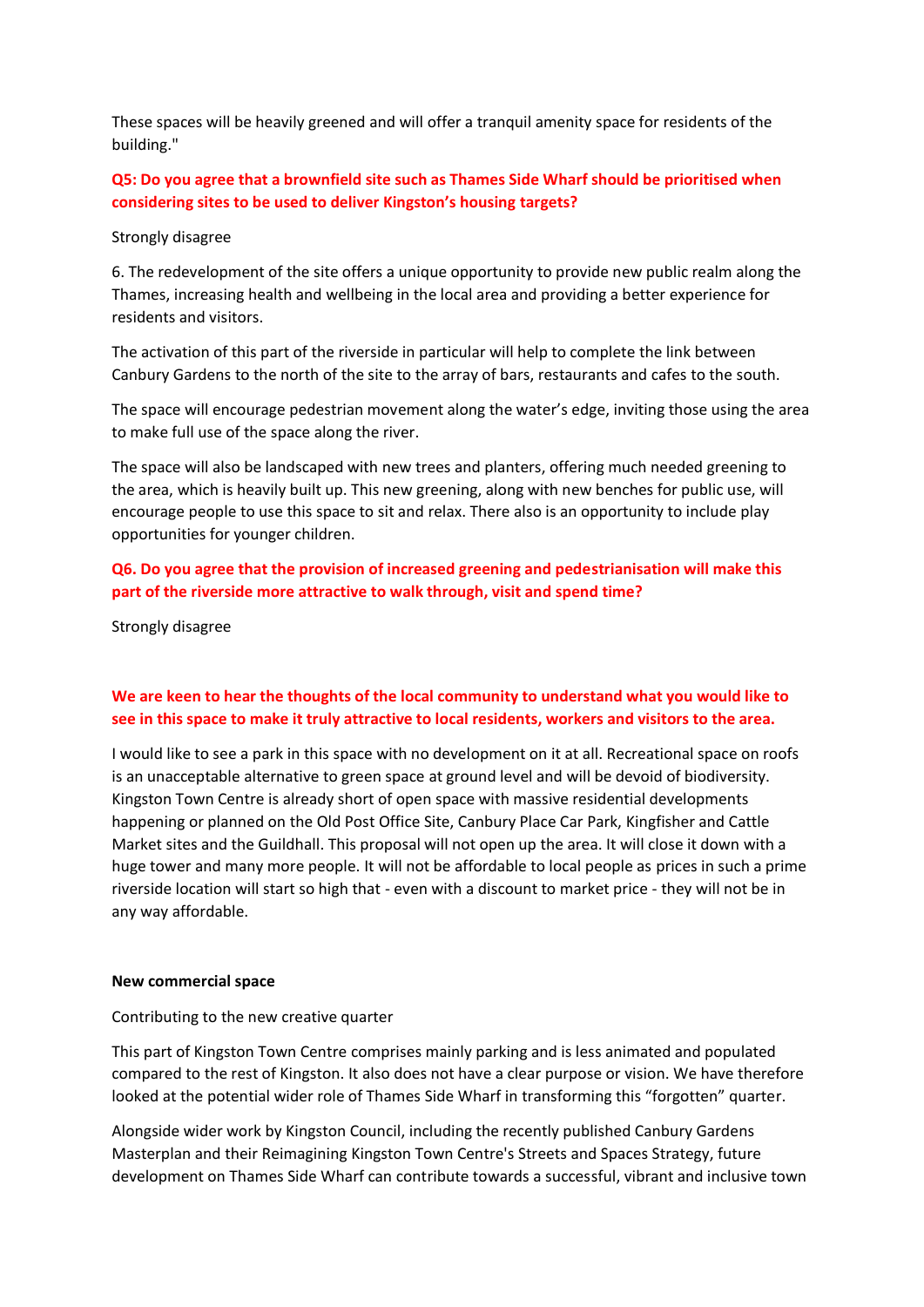These spaces will be heavily greened and will offer a tranquil amenity space for residents of the building."

**Q5: Do you agree that a brownfield site such as Thames Side Wharf should be prioritised when considering sites to be used to deliver Kingston's housing targets?**

Strongly disagree

6. The redevelopment of the site offers a unique opportunity to provide new public realm along the Thames, increasing health and wellbeing in the local area and providing a better experience for residents and visitors.

The activation of this part of the riverside in particular will help to complete the link between Canbury Gardens to the north of the site to the array of bars, restaurants and cafes to the south.

The space will encourage pedestrian movement along the water's edge, inviting those using the area to make full use of the space along the river.

The space will also be landscaped with new trees and planters, offering much needed greening to the area, which is heavily built up. This new greening, along with new benches for public use, will encourage people to use this space to sit and relax. There also is an opportunity to include play opportunities for younger children.

**Q6. Do you agree that the provision of increased greening and pedestrianisation will make this part of the riverside more attractive to walk through, visit and spend time?**

Strongly disagree

**We are keen to hear the thoughts of the local community to understand what you would like to see in this space to make it truly attractive to local residents, workers and visitors to the area.**

I would like to see a park in this space with no development on it at all. Recreational space on roofs is an unacceptable alternative to green space at ground level and will be devoid of biodiversity. Kingston Town Centre is already short of open space with massive residential developments happening or planned on the Old Post Office Site, Canbury Place Car Park, Kingfisher and Cattle Market sites and the Guildhall. This proposal will not open up the area. It will close it down with a huge tower and many more people. It will not be affordable to local people as prices in such a prime riverside location will start so high that - even with a discount to market price - they will not be in any way affordable.

**New commercial space**

Contributing to the new creative quarter

This part of Kingston Town Centre comprises mainly parking and is less animated and populated compared to the rest of Kingston. It also does not have a clear purpose or vision. We have therefore looked at the potential wider role of Thames Side Wharf in transforming this "forgotten" quarter.

Alongside wider work by Kingston Council, including the recently published Canbury Gardens Masterplan and their Reimagining Kingston Town Centre's Streets and Spaces Strategy, future development on Thames Side Wharf can contribute towards a successful, vibrant and inclusive town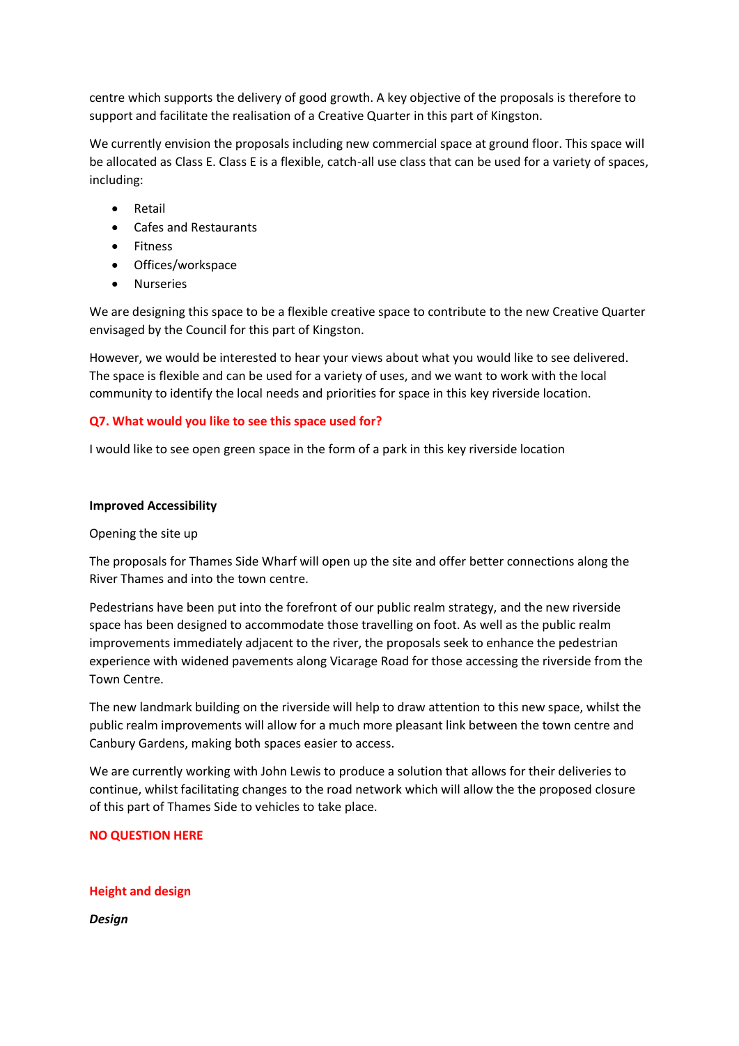centre which supports the delivery of good growth. A key objective of the proposals is therefore to support and facilitate the realisation of a Creative Quarter in this part of Kingston.

We currently envision the proposals including new commercial space at ground floor. This space will be allocated as Class E. Class E is a flexible, catch-all use class that can be used for a variety of spaces, including:

- Retail
- Cafes and Restaurants
- Fitness
- Offices/workspace
- Nurseries

We are designing this space to be a flexible creative space to contribute to the new Creative Quarter envisaged by the Council for this part of Kingston.

However, we would be interested to hear your views about what you would like to see delivered. The space is flexible and can be used for a variety of uses, and we want to work with the local community to identify the local needs and priorities for space in this key riverside location.

**Q7. What would you like to see this space used for?**

I would like to see open green space in the form of a park in this key riverside location

**Improved Accessibility**

Opening the site up

The proposals for Thames Side Wharf will open up the site and offer better connections along the River Thames and into the town centre.

Pedestrians have been put into the forefront of our public realm strategy, and the new riverside space has been designed to accommodate those travelling on foot. As well as the public realm improvements immediately adjacent to the river, the proposals seek to enhance the pedestrian experience with widened pavements along Vicarage Road for those accessing the riverside from the Town Centre.

The new landmark building on the riverside will help to draw attention to this new space, whilst the public realm improvements will allow for a much more pleasant link between the town centre and Canbury Gardens, making both spaces easier to access.

We are currently working with John Lewis to produce a solution that allows for their deliveries to continue, whilst facilitating changes to the road network which will allow the the proposed closure of this part of Thames Side to vehicles to take place.

**NO QUESTION HERE**

**Height and design**

***Design***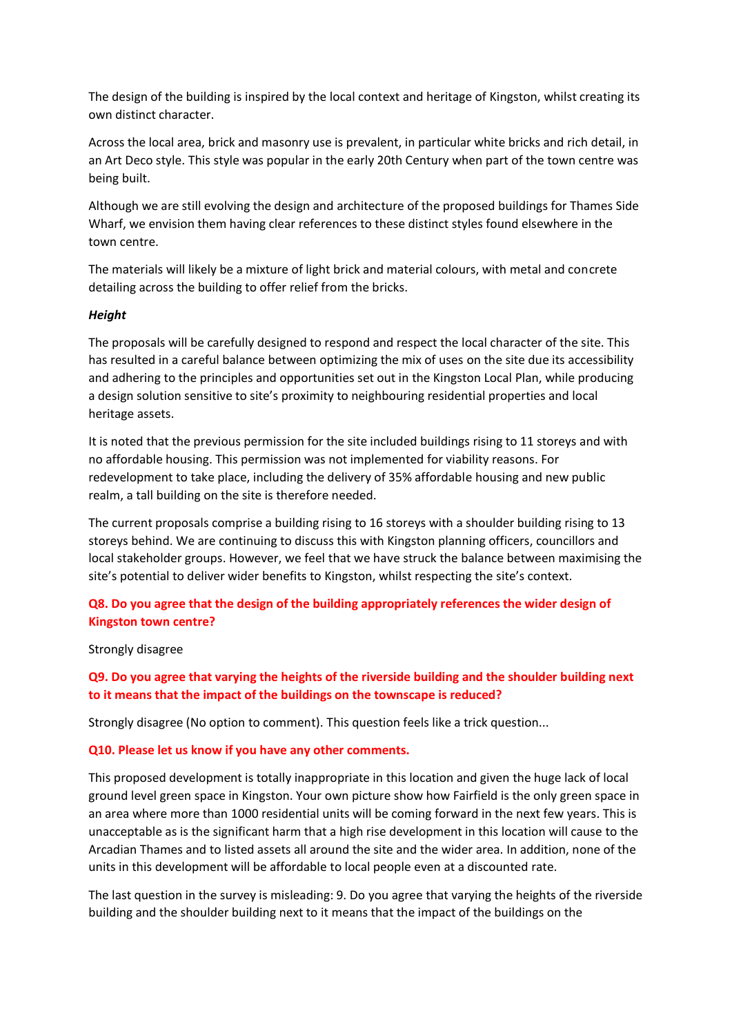The design of the building is inspired by the local context and heritage of Kingston, whilst creating its own distinct character.

Across the local area, brick and masonry use is prevalent, in particular white bricks and rich detail, in an Art Deco style. This style was popular in the early 20th Century when part of the town centre was being built.

Although we are still evolving the design and architecture of the proposed buildings for Thames Side Wharf, we envision them having clear references to these distinct styles found elsewhere in the town centre.

The materials will likely be a mixture of light brick and material colours, with metal and concrete detailing across the building to offer relief from the bricks.

***Height***

The proposals will be carefully designed to respond and respect the local character of the site. This has resulted in a careful balance between optimizing the mix of uses on the site due its accessibility and adhering to the principles and opportunities set out in the Kingston Local Plan, while producing a design solution sensitive to site's proximity to neighbouring residential properties and local heritage assets.

It is noted that the previous permission for the site included buildings rising to 11 storeys and with no affordable housing. This permission was not implemented for viability reasons. For redevelopment to take place, including the delivery of 35% affordable housing and new public realm, a tall building on the site is therefore needed.

The current proposals comprise a building rising to 16 storeys with a shoulder building rising to 13 storeys behind. We are continuing to discuss this with Kingston planning officers, councillors and local stakeholder groups. However, we feel that we have struck the balance between maximising the site's potential to deliver wider benefits to Kingston, whilst respecting the site's context.

**Q8. Do you agree that the design of the building appropriately references the wider design of Kingston town centre?**

Strongly disagree

**Q9. Do you agree that varying the heights of the riverside building and the shoulder building next to it means that the impact of the buildings on the townscape is reduced?**

Strongly disagree (No option to comment). This question feels like a trick question...

**Q10. Please let us know if you have any other comments.**

This proposed development is totally inappropriate in this location and given the huge lack of local ground level green space in Kingston. Your own picture show how Fairfield is the only green space in an area where more than 1000 residential units will be coming forward in the next few years. This is unacceptable as is the significant harm that a high rise development in this location will cause to the Arcadian Thames and to listed assets all around the site and the wider area. In addition, none of the units in this development will be affordable to local people even at a discounted rate.

The last question in the survey is misleading: 9. Do you agree that varying the heights of the riverside building and the shoulder building next to it means that the impact of the buildings on the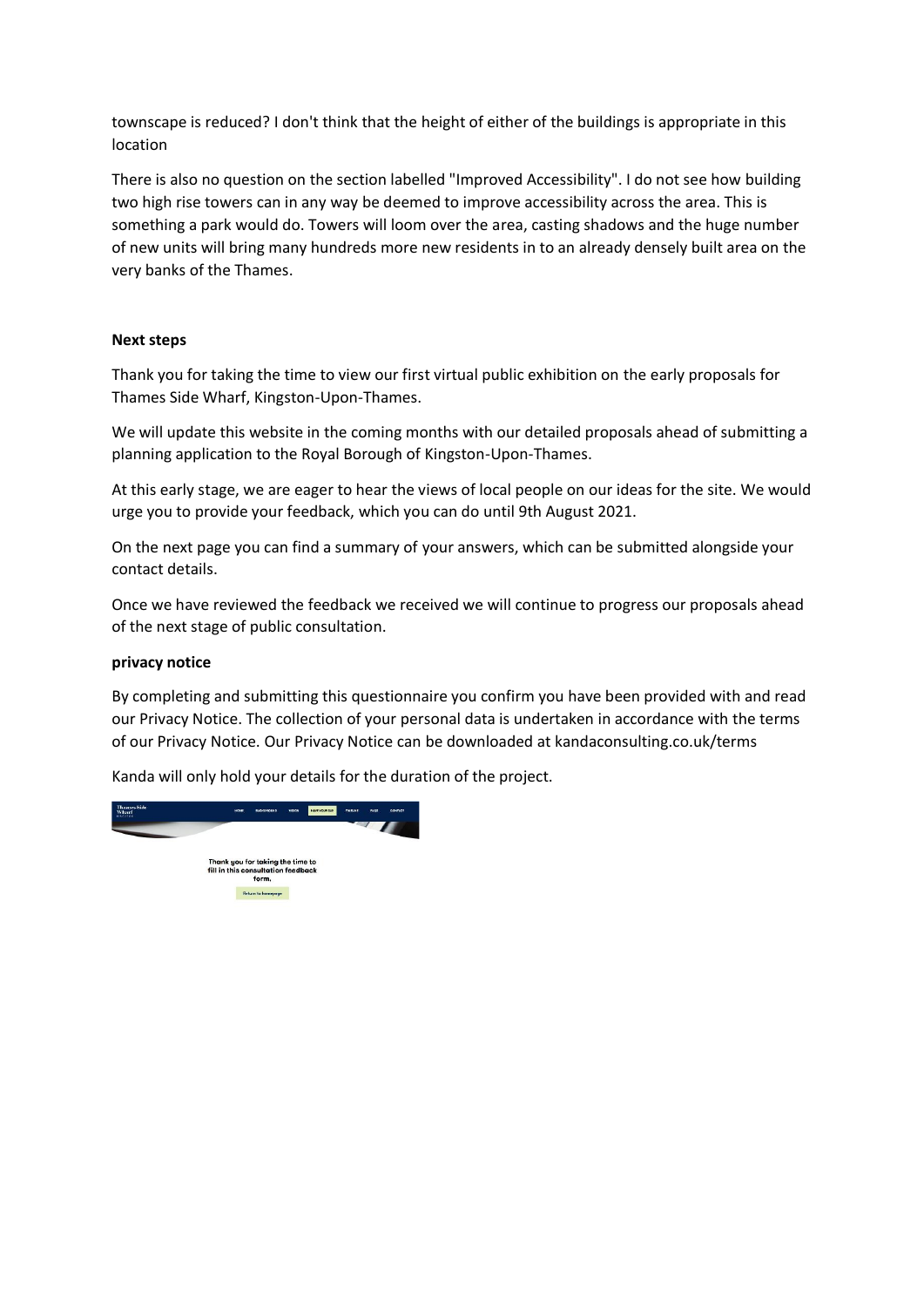townscape is reduced? I don't think that the height of either of the buildings is appropriate in this location

There is also no question on the section labelled "Improved Accessibility". I do not see how building two high rise towers can in any way be deemed to improve accessibility across the area. This is something a park would do. Towers will loom over the area, casting shadows and the huge number of new units will bring many hundreds more new residents in to an already densely built area on the very banks of the Thames.

**Next steps**

Thank you for taking the time to view our first virtual public exhibition on the early proposals for Thames Side Wharf, Kingston-Upon-Thames.

We will update this website in the coming months with our detailed proposals ahead of submitting a planning application to the Royal Borough of Kingston-Upon-Thames.

At this early stage, we are eager to hear the views of local people on our ideas for the site. We would urge you to provide your feedback, which you can do until 9th August 2021.

On the next page you can find a summary of your answers, which can be submitted alongside your contact details.

Once we have reviewed the feedback we received we will continue to progress our proposals ahead of the next stage of public consultation.

**privacy notice**

By completing and submitting this questionnaire you confirm you have been provided with and read our Privacy Notice. The collection of your personal data is undertaken in accordance with the terms of our Privacy Notice. Our Privacy Notice can be downloaded at kandaconsulting.co.uk/terms

Kanda will only hold your details for the duration of the project.

Thank you for taking the time to fill in this consultation feedback form.

Return to homepage